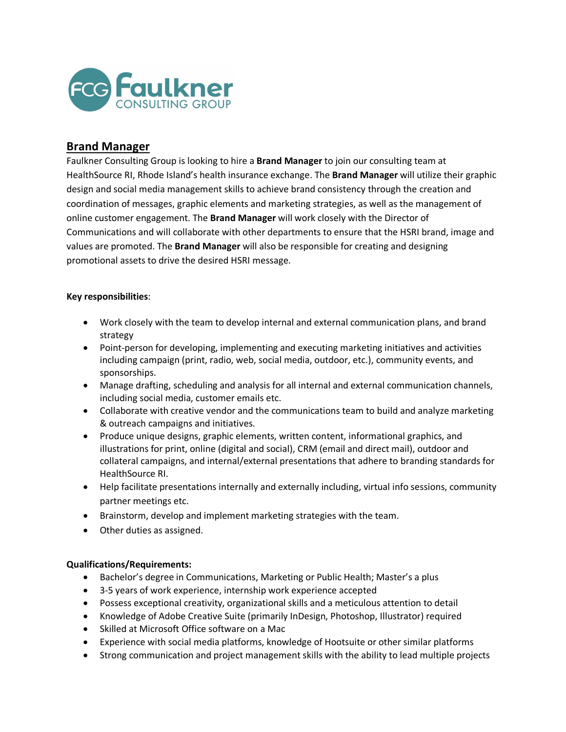FCG Faulkner CONSULTING GROUP

## Brand Manager

Faulkner Consulting Group is looking to hire a **Brand Manager** to join our consulting team at HealthSource RI, Rhode Island's health insurance exchange. The **Brand Manager** will utilize their graphic design and social media management skills to achieve brand consistency through the creation and coordination of messages, graphic elements and marketing strategies, as well as the management of online customer engagement. The **Brand Manager** will work closely with the Director of Communications and will collaborate with other departments to ensure that the HSRI brand, image and values are promoted. The **Brand Manager** will also be responsible for creating and designing promotional assets to drive the desired HSRI message.

**Key responsibilities**:

- Work closely with the team to develop internal and external communication plans, and brand strategy
- Point-person for developing, implementing and executing marketing initiatives and activities including campaign (print, radio, web, social media, outdoor, etc.), community events, and sponsorships.
- Manage drafting, scheduling and analysis for all internal and external communication channels, including social media, customer emails etc.
- Collaborate with creative vendor and the communications team to build and analyze marketing & outreach campaigns and initiatives.
- Produce unique designs, graphic elements, written content, informational graphics, and illustrations for print, online (digital and social), CRM (email and direct mail), outdoor and collateral campaigns, and internal/external presentations that adhere to branding standards for HealthSource RI.
- Help facilitate presentations internally and externally including, virtual info sessions, community partner meetings etc.
- Brainstorm, develop and implement marketing strategies with the team.
- Other duties as assigned.

**Qualifications/Requirements:**

- Bachelor's degree in Communications, Marketing or Public Health; Master's a plus
- 3-5 years of work experience, internship work experience accepted
- Possess exceptional creativity, organizational skills and a meticulous attention to detail
- Knowledge of Adobe Creative Suite (primarily InDesign, Photoshop, Illustrator) required
- Skilled at Microsoft Office software on a Mac
- Experience with social media platforms, knowledge of Hootsuite or other similar platforms
- Strong communication and project management skills with the ability to lead multiple projects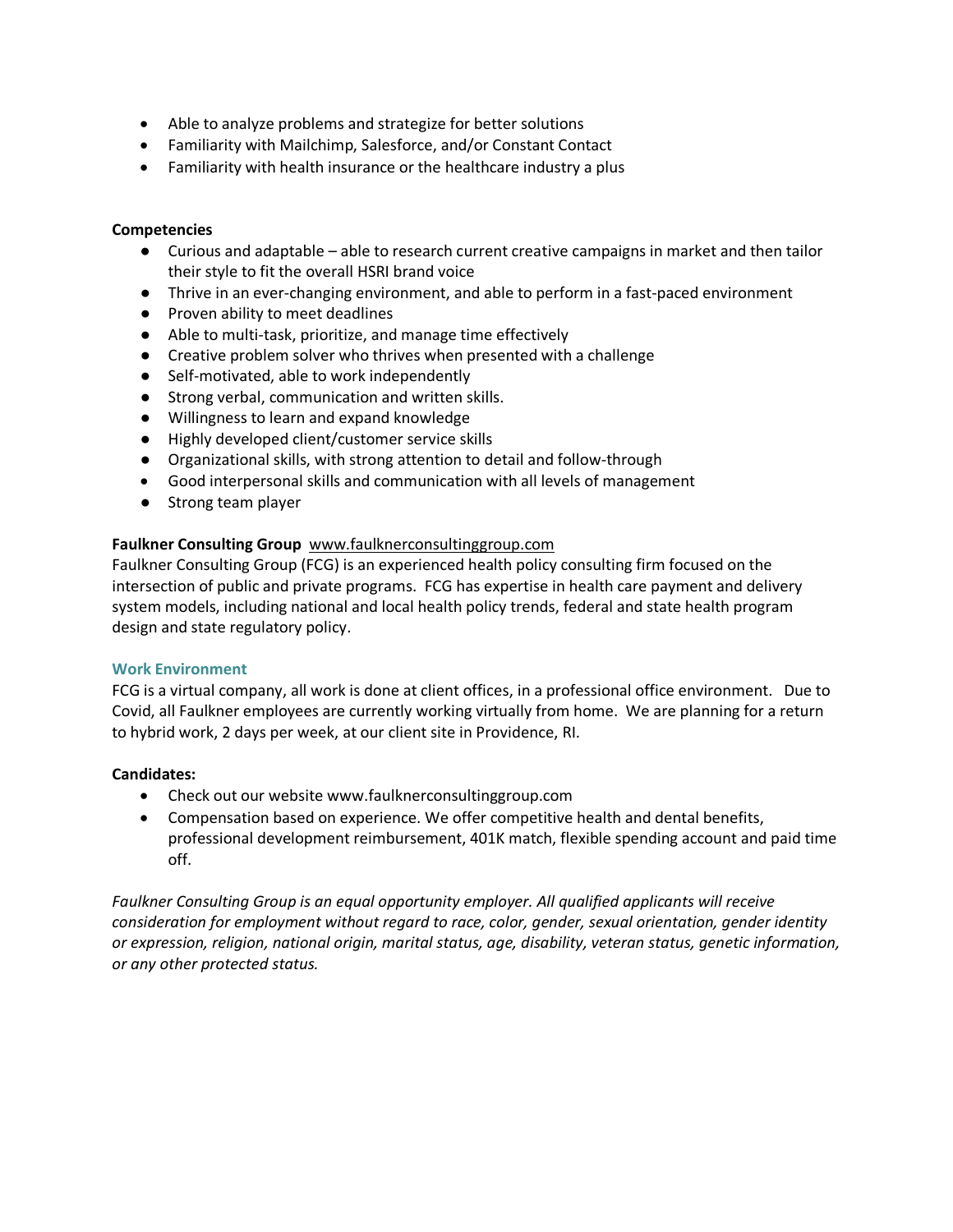- Able to analyze problems and strategize for better solutions
- Familiarity with Mailchimp, Salesforce, and/or Constant Contact
- Familiarity with health insurance or the healthcare industry a plus

**Competencies**

- Curious and adaptable – able to research current creative campaigns in market and then tailor their style to fit the overall HSRI brand voice
- Thrive in an ever-changing environment, and able to perform in a fast-paced environment
- Proven ability to meet deadlines
- Able to multi-task, prioritize, and manage time effectively
- Creative problem solver who thrives when presented with a challenge
- Self-motivated, able to work independently
- Strong verbal, communication and written skills.
- Willingness to learn and expand knowledge
- Highly developed client/customer service skills
- Organizational skills, with strong attention to detail and follow-through
- Good interpersonal skills and communication with all levels of management
- Strong team player

**Faulkner Consulting Group** www.faulknerconsultinggroup.com
Faulkner Consulting Group (FCG) is an experienced health policy consulting firm focused on the intersection of public and private programs. FCG has expertise in health care payment and delivery system models, including national and local health policy trends, federal and state health program design and state regulatory policy.

**Work Environment**
FCG is a virtual company, all work is done at client offices, in a professional office environment. Due to Covid, all Faulkner employees are currently working virtually from home. We are planning for a return to hybrid work, 2 days per week, at our client site in Providence, RI.

**Candidates:**

- Check out our website www.faulknerconsultinggroup.com
- Compensation based on experience. We offer competitive health and dental benefits, professional development reimbursement, 401K match, flexible spending account and paid time off.

*Faulkner Consulting Group is an equal opportunity employer. All qualified applicants will receive consideration for employment without regard to race, color, gender, sexual orientation, gender identity or expression, religion, national origin, marital status, age, disability, veteran status, genetic information, or any other protected status.*